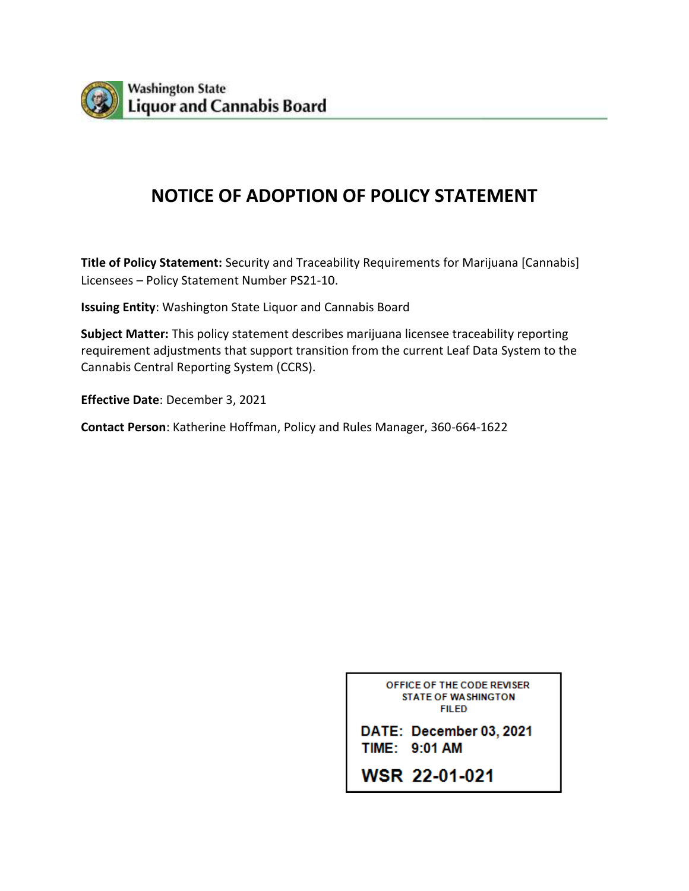Washington State
Liquor and Cannabis Board

# NOTICE OF ADOPTION OF POLICY STATEMENT

**Title of Policy Statement:** Security and Traceability Requirements for Marijuana [Cannabis] Licensees – Policy Statement Number PS21-10.

**Issuing Entity**: Washington State Liquor and Cannabis Board

**Subject Matter:** This policy statement describes marijuana licensee traceability reporting requirement adjustments that support transition from the current Leaf Data System to the Cannabis Central Reporting System (CCRS).

**Effective Date**: December 3, 2021

**Contact Person**: Katherine Hoffman, Policy and Rules Manager, 360-664-1622

OFFICE OF THE CODE REVISER
STATE OF WASHINGTON
FILED

DATE: December 03, 2021
TIME: 9:01 AM

WSR 22-01-021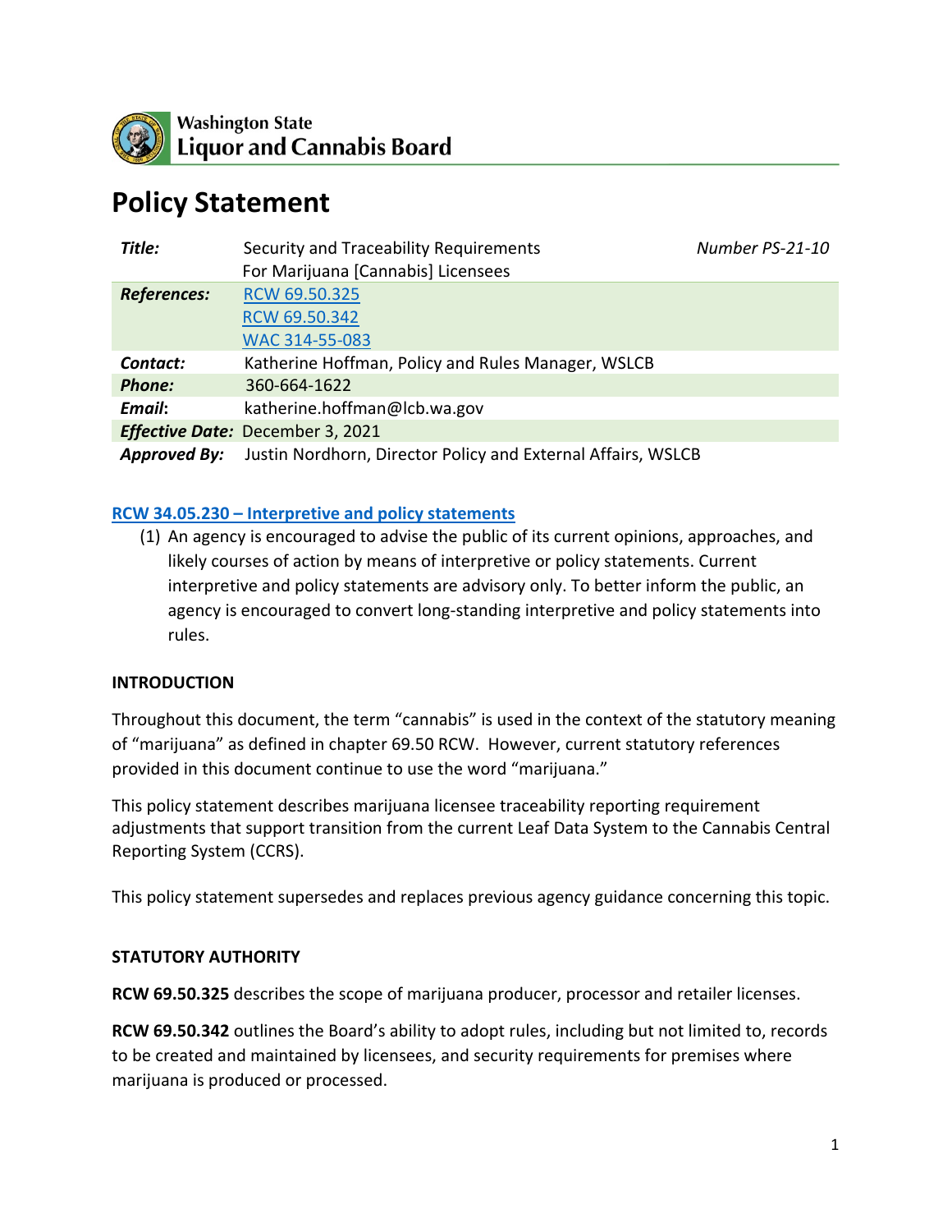Washington State
Liquor and Cannabis Board

# Policy Statement

| | | |
|---|---|---|
| ***Title:*** | Security and Traceability Requirements For Marijuana [Cannabis] Licensees | *Number PS-21-10* |
| ***References:*** | [RCW 69.50.325](#)<br>[RCW 69.50.342](#)<br>[WAC 314-55-083](#) | |
| ***Contact:*** | Katherine Hoffman, Policy and Rules Manager, WSLCB | |
| ***Phone:*** | 360-664-1622 | |
| ***Email:*** | katherine.hoffman@lcb.wa.gov | |
| ***Effective Date:*** | December 3, 2021 | |
| ***Approved By:*** | Justin Nordhorn, Director Policy and External Affairs, WSLCB | |

**[RCW 34.05.230 – Interpretive and policy statements](#)**

(1) An agency is encouraged to advise the public of its current opinions, approaches, and likely courses of action by means of interpretive or policy statements. Current interpretive and policy statements are advisory only. To better inform the public, an agency is encouraged to convert long-standing interpretive and policy statements into rules.

### INTRODUCTION

Throughout this document, the term "cannabis" is used in the context of the statutory meaning of "marijuana" as defined in chapter 69.50 RCW. However, current statutory references provided in this document continue to use the word "marijuana."

This policy statement describes marijuana licensee traceability reporting requirement adjustments that support transition from the current Leaf Data System to the Cannabis Central Reporting System (CCRS).

This policy statement supersedes and replaces previous agency guidance concerning this topic.

### STATUTORY AUTHORITY

**RCW 69.50.325** describes the scope of marijuana producer, processor and retailer licenses.

**RCW 69.50.342** outlines the Board's ability to adopt rules, including but not limited to, records to be created and maintained by licensees, and security requirements for premises where marijuana is produced or processed.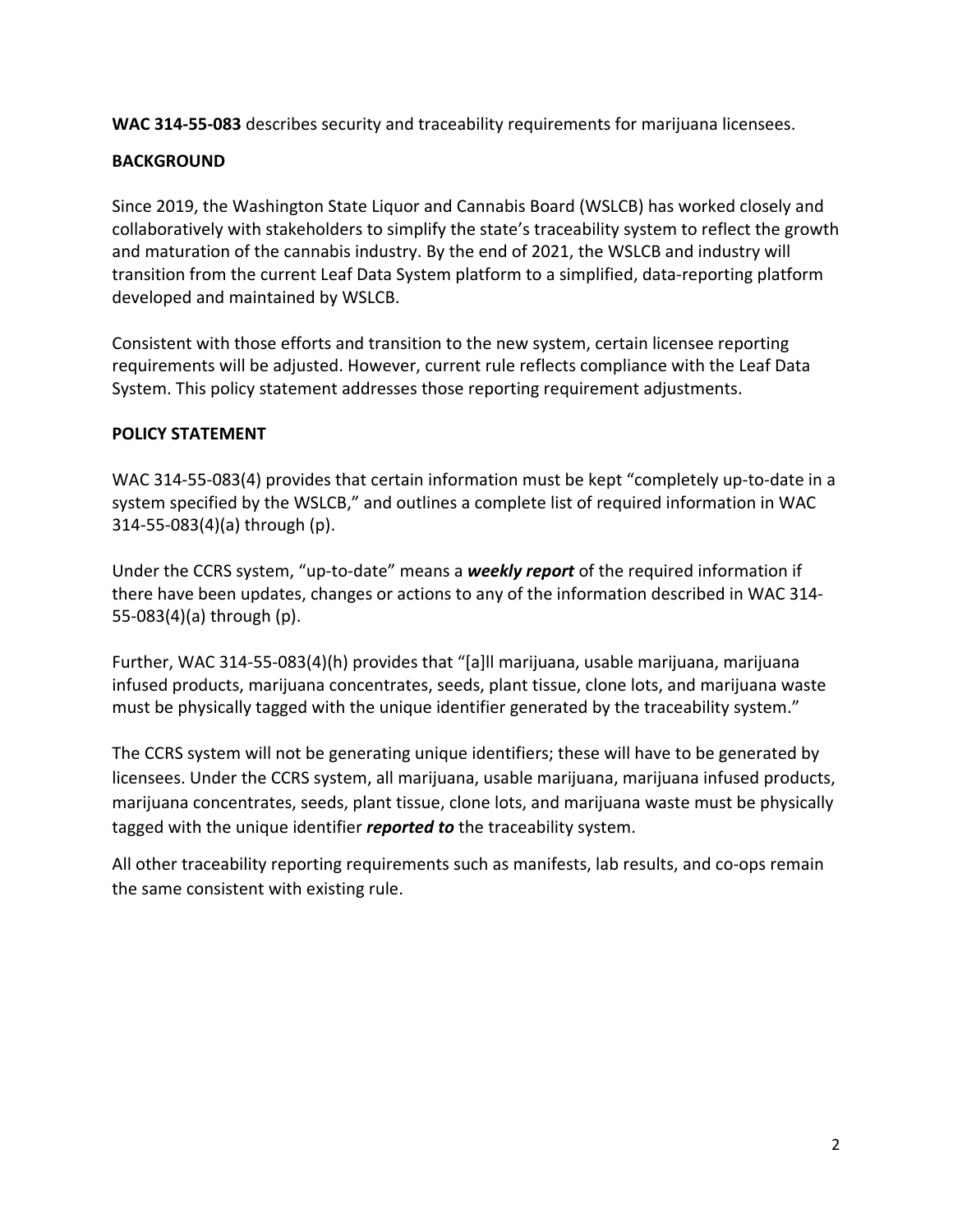**WAC 314-55-083** describes security and traceability requirements for marijuana licensees.

## BACKGROUND

Since 2019, the Washington State Liquor and Cannabis Board (WSLCB) has worked closely and collaboratively with stakeholders to simplify the state's traceability system to reflect the growth and maturation of the cannabis industry. By the end of 2021, the WSLCB and industry will transition from the current Leaf Data System platform to a simplified, data-reporting platform developed and maintained by WSLCB.

Consistent with those efforts and transition to the new system, certain licensee reporting requirements will be adjusted. However, current rule reflects compliance with the Leaf Data System. This policy statement addresses those reporting requirement adjustments.

## POLICY STATEMENT

WAC 314-55-083(4) provides that certain information must be kept "completely up-to-date in a system specified by the WSLCB," and outlines a complete list of required information in WAC 314-55-083(4)(a) through (p).

Under the CCRS system, "up-to-date" means a ***weekly report*** of the required information if there have been updates, changes or actions to any of the information described in WAC 314-55-083(4)(a) through (p).

Further, WAC 314-55-083(4)(h) provides that "[a]ll marijuana, usable marijuana, marijuana infused products, marijuana concentrates, seeds, plant tissue, clone lots, and marijuana waste must be physically tagged with the unique identifier generated by the traceability system."

The CCRS system will not be generating unique identifiers; these will have to be generated by licensees. Under the CCRS system, all marijuana, usable marijuana, marijuana infused products, marijuana concentrates, seeds, plant tissue, clone lots, and marijuana waste must be physically tagged with the unique identifier ***reported to*** the traceability system.

All other traceability reporting requirements such as manifests, lab results, and co-ops remain the same consistent with existing rule.